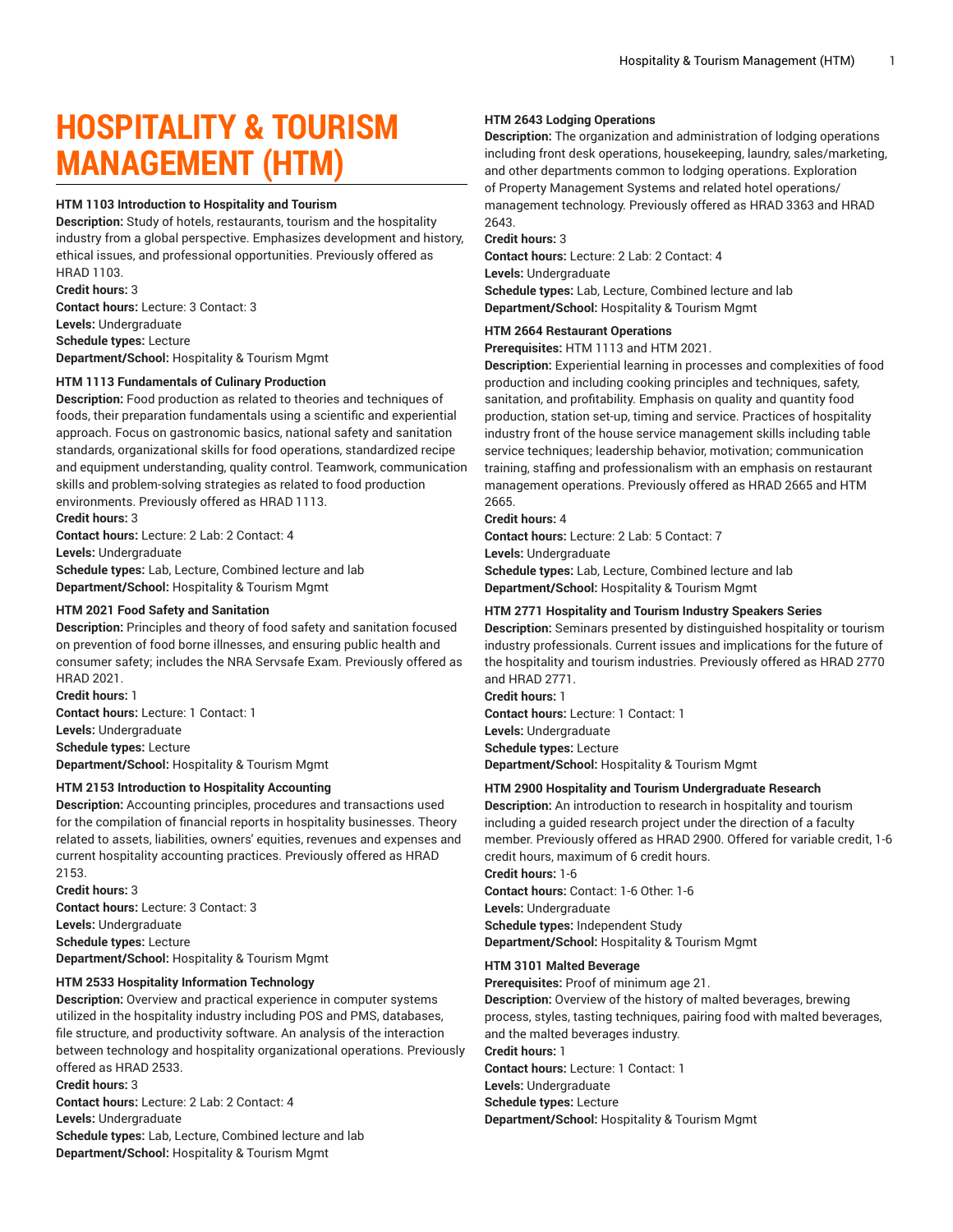# HOSPITALITY & TOURISM MANAGEMENT (HTM)

**HTM 1103 Introduction to Hospitality and Tourism**

**Description:** Study of hotels, restaurants, tourism and the hospitality industry from a global perspective. Emphasizes development and history, ethical issues, and professional opportunities. Previously offered as HRAD 1103.
**Credit hours:** 3
**Contact hours:** Lecture: 3 Contact: 3
**Levels:** Undergraduate
**Schedule types:** Lecture
**Department/School:** Hospitality & Tourism Mgmt

**HTM 1113 Fundamentals of Culinary Production**

**Description:** Food production as related to theories and techniques of foods, their preparation fundamentals using a scientific and experiential approach. Focus on gastronomic basics, national safety and sanitation standards, organizational skills for food operations, standardized recipe and equipment understanding, quality control. Teamwork, communication skills and problem-solving strategies as related to food production environments. Previously offered as HRAD 1113.
**Credit hours:** 3
**Contact hours:** Lecture: 2 Lab: 2 Contact: 4
**Levels:** Undergraduate
**Schedule types:** Lab, Lecture, Combined lecture and lab
**Department/School:** Hospitality & Tourism Mgmt

**HTM 2021 Food Safety and Sanitation**

**Description:** Principles and theory of food safety and sanitation focused on prevention of food borne illnesses, and ensuring public health and consumer safety; includes the NRA Servsafe Exam. Previously offered as HRAD 2021.
**Credit hours:** 1
**Contact hours:** Lecture: 1 Contact: 1
**Levels:** Undergraduate
**Schedule types:** Lecture
**Department/School:** Hospitality & Tourism Mgmt

**HTM 2153 Introduction to Hospitality Accounting**

**Description:** Accounting principles, procedures and transactions used for the compilation of financial reports in hospitality businesses. Theory related to assets, liabilities, owners' equities, revenues and expenses and current hospitality accounting practices. Previously offered as HRAD 2153.
**Credit hours:** 3
**Contact hours:** Lecture: 3 Contact: 3
**Levels:** Undergraduate
**Schedule types:** Lecture
**Department/School:** Hospitality & Tourism Mgmt

**HTM 2533 Hospitality Information Technology**

**Description:** Overview and practical experience in computer systems utilized in the hospitality industry including POS and PMS, databases, file structure, and productivity software. An analysis of the interaction between technology and hospitality organizational operations. Previously offered as HRAD 2533.
**Credit hours:** 3
**Contact hours:** Lecture: 2 Lab: 2 Contact: 4
**Levels:** Undergraduate
**Schedule types:** Lab, Lecture, Combined lecture and lab
**Department/School:** Hospitality & Tourism Mgmt

**HTM 2643 Lodging Operations**

**Description:** The organization and administration of lodging operations including front desk operations, housekeeping, laundry, sales/marketing, and other departments common to lodging operations. Exploration of Property Management Systems and related hotel operations/management technology. Previously offered as HRAD 3363 and HRAD 2643.
**Credit hours:** 3
**Contact hours:** Lecture: 2 Lab: 2 Contact: 4
**Levels:** Undergraduate
**Schedule types:** Lab, Lecture, Combined lecture and lab
**Department/School:** Hospitality & Tourism Mgmt

**HTM 2664 Restaurant Operations**

**Prerequisites:** HTM 1113 and HTM 2021.
**Description:** Experiential learning in processes and complexities of food production and including cooking principles and techniques, safety, sanitation, and profitability. Emphasis on quality and quantity food production, station set-up, timing and service. Practices of hospitality industry front of the house service management skills including table service techniques; leadership behavior, motivation; communication training, staffing and professionalism with an emphasis on restaurant management operations. Previously offered as HRAD 2665 and HTM 2665.
**Credit hours:** 4
**Contact hours:** Lecture: 2 Lab: 5 Contact: 7
**Levels:** Undergraduate
**Schedule types:** Lab, Lecture, Combined lecture and lab
**Department/School:** Hospitality & Tourism Mgmt

**HTM 2771 Hospitality and Tourism Industry Speakers Series**

**Description:** Seminars presented by distinguished hospitality or tourism industry professionals. Current issues and implications for the future of the hospitality and tourism industries. Previously offered as HRAD 2770 and HRAD 2771.
**Credit hours:** 1
**Contact hours:** Lecture: 1 Contact: 1
**Levels:** Undergraduate
**Schedule types:** Lecture
**Department/School:** Hospitality & Tourism Mgmt

**HTM 2900 Hospitality and Tourism Undergraduate Research**

**Description:** An introduction to research in hospitality and tourism including a guided research project under the direction of a faculty member. Previously offered as HRAD 2900. Offered for variable credit, 1-6 credit hours, maximum of 6 credit hours.
**Credit hours:** 1-6
**Contact hours:** Contact: 1-6 Other: 1-6
**Levels:** Undergraduate
**Schedule types:** Independent Study
**Department/School:** Hospitality & Tourism Mgmt

**HTM 3101 Malted Beverage**

**Prerequisites:** Proof of minimum age 21.
**Description:** Overview of the history of malted beverages, brewing process, styles, tasting techniques, pairing food with malted beverages, and the malted beverages industry.
**Credit hours:** 1
**Contact hours:** Lecture: 1 Contact: 1
**Levels:** Undergraduate
**Schedule types:** Lecture
**Department/School:** Hospitality & Tourism Mgmt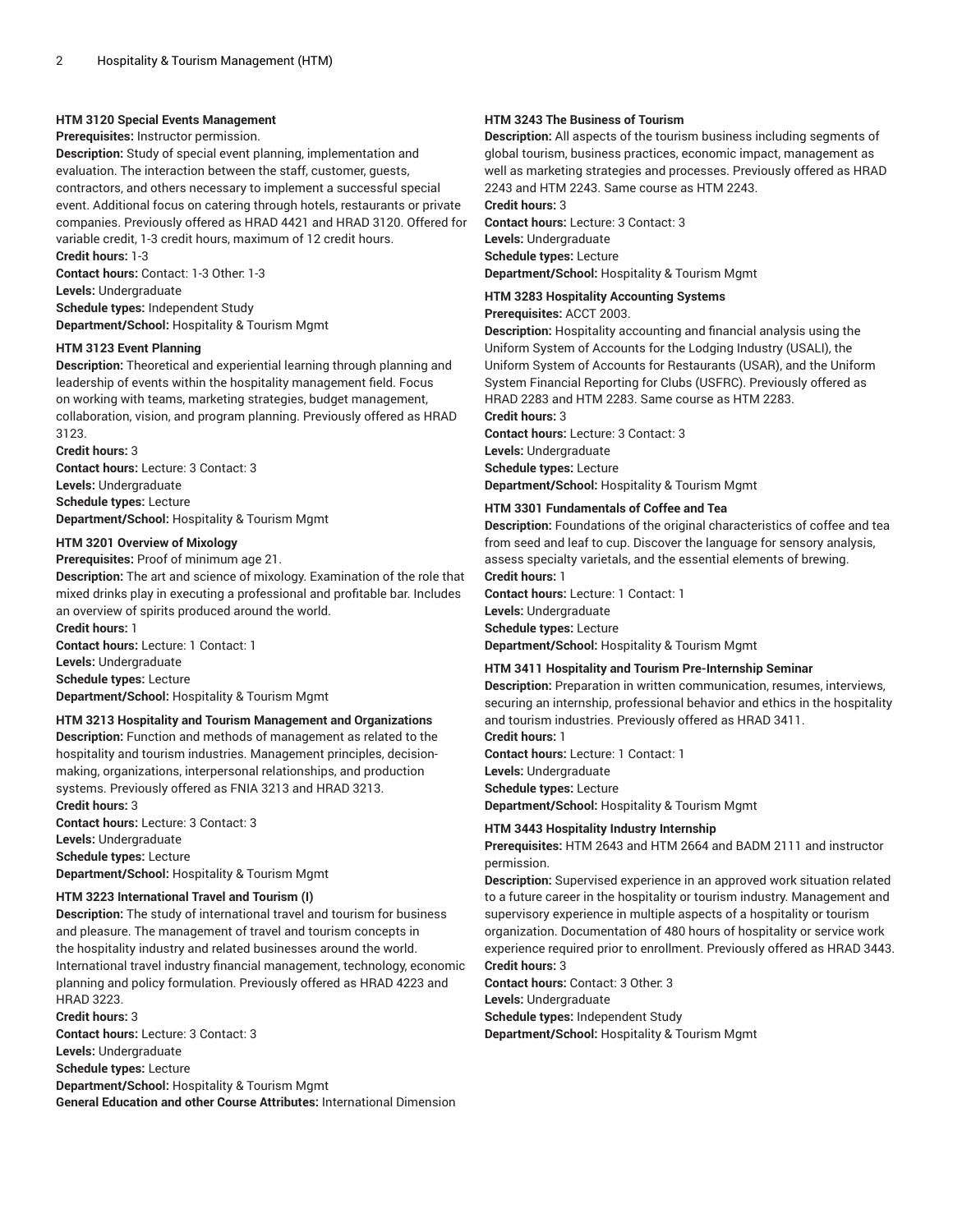**HTM 3120 Special Events Management**

**Prerequisites:** Instructor permission.

**Description:** Study of special event planning, implementation and evaluation. The interaction between the staff, customer, guests, contractors, and others necessary to implement a successful special event. Additional focus on catering through hotels, restaurants or private companies. Previously offered as HRAD 4421 and HRAD 3120. Offered for variable credit, 1-3 credit hours, maximum of 12 credit hours.

**Credit hours:** 1-3

**Contact hours:** Contact: 1-3 Other: 1-3

**Levels:** Undergraduate

**Schedule types:** Independent Study

**Department/School:** Hospitality & Tourism Mgmt

**HTM 3123 Event Planning**

**Description:** Theoretical and experiential learning through planning and leadership of events within the hospitality management field. Focus on working with teams, marketing strategies, budget management, collaboration, vision, and program planning. Previously offered as HRAD 3123.

**Credit hours:** 3

**Contact hours:** Lecture: 3 Contact: 3

**Levels:** Undergraduate

**Schedule types:** Lecture

**Department/School:** Hospitality & Tourism Mgmt

**HTM 3201 Overview of Mixology**

**Prerequisites:** Proof of minimum age 21.

**Description:** The art and science of mixology. Examination of the role that mixed drinks play in executing a professional and profitable bar. Includes an overview of spirits produced around the world.

**Credit hours:** 1

**Contact hours:** Lecture: 1 Contact: 1

**Levels:** Undergraduate

**Schedule types:** Lecture

**Department/School:** Hospitality & Tourism Mgmt

**HTM 3213 Hospitality and Tourism Management and Organizations**

**Description:** Function and methods of management as related to the hospitality and tourism industries. Management principles, decision-making, organizations, interpersonal relationships, and production systems. Previously offered as FNIA 3213 and HRAD 3213.

**Credit hours:** 3

**Contact hours:** Lecture: 3 Contact: 3

**Levels:** Undergraduate

**Schedule types:** Lecture

**Department/School:** Hospitality & Tourism Mgmt

**HTM 3223 International Travel and Tourism (I)**

**Description:** The study of international travel and tourism for business and pleasure. The management of travel and tourism concepts in the hospitality industry and related businesses around the world. International travel industry financial management, technology, economic planning and policy formulation. Previously offered as HRAD 4223 and HRAD 3223.

**Credit hours:** 3

**Contact hours:** Lecture: 3 Contact: 3

**Levels:** Undergraduate

**Schedule types:** Lecture

**Department/School:** Hospitality & Tourism Mgmt

**General Education and other Course Attributes:** International Dimension

**HTM 3243 The Business of Tourism**

**Description:** All aspects of the tourism business including segments of global tourism, business practices, economic impact, management as well as marketing strategies and processes. Previously offered as HRAD 2243 and HTM 2243. Same course as HTM 2243.

**Credit hours:** 3

**Contact hours:** Lecture: 3 Contact: 3

**Levels:** Undergraduate

**Schedule types:** Lecture

**Department/School:** Hospitality & Tourism Mgmt

**HTM 3283 Hospitality Accounting Systems**

**Prerequisites:** ACCT 2003.

**Description:** Hospitality accounting and financial analysis using the Uniform System of Accounts for the Lodging Industry (USALI), the Uniform System of Accounts for Restaurants (USAR), and the Uniform System Financial Reporting for Clubs (USFRC). Previously offered as HRAD 2283 and HTM 2283. Same course as HTM 2283.

**Credit hours:** 3

**Contact hours:** Lecture: 3 Contact: 3

**Levels:** Undergraduate

**Schedule types:** Lecture

**Department/School:** Hospitality & Tourism Mgmt

**HTM 3301 Fundamentals of Coffee and Tea**

**Description:** Foundations of the original characteristics of coffee and tea from seed and leaf to cup. Discover the language for sensory analysis, assess specialty varietals, and the essential elements of brewing.

**Credit hours:** 1

**Contact hours:** Lecture: 1 Contact: 1

**Levels:** Undergraduate

**Schedule types:** Lecture

**Department/School:** Hospitality & Tourism Mgmt

**HTM 3411 Hospitality and Tourism Pre-Internship Seminar**

**Description:** Preparation in written communication, resumes, interviews, securing an internship, professional behavior and ethics in the hospitality and tourism industries. Previously offered as HRAD 3411.

**Credit hours:** 1

**Contact hours:** Lecture: 1 Contact: 1

**Levels:** Undergraduate

**Schedule types:** Lecture

**Department/School:** Hospitality & Tourism Mgmt

**HTM 3443 Hospitality Industry Internship**

**Prerequisites:** HTM 2643 and HTM 2664 and BADM 2111 and instructor permission.

**Description:** Supervised experience in an approved work situation related to a future career in the hospitality or tourism industry. Management and supervisory experience in multiple aspects of a hospitality or tourism organization. Documentation of 480 hours of hospitality or service work experience required prior to enrollment. Previously offered as HRAD 3443.

**Credit hours:** 3

**Contact hours:** Contact: 3 Other: 3

**Levels:** Undergraduate

**Schedule types:** Independent Study

**Department/School:** Hospitality & Tourism Mgmt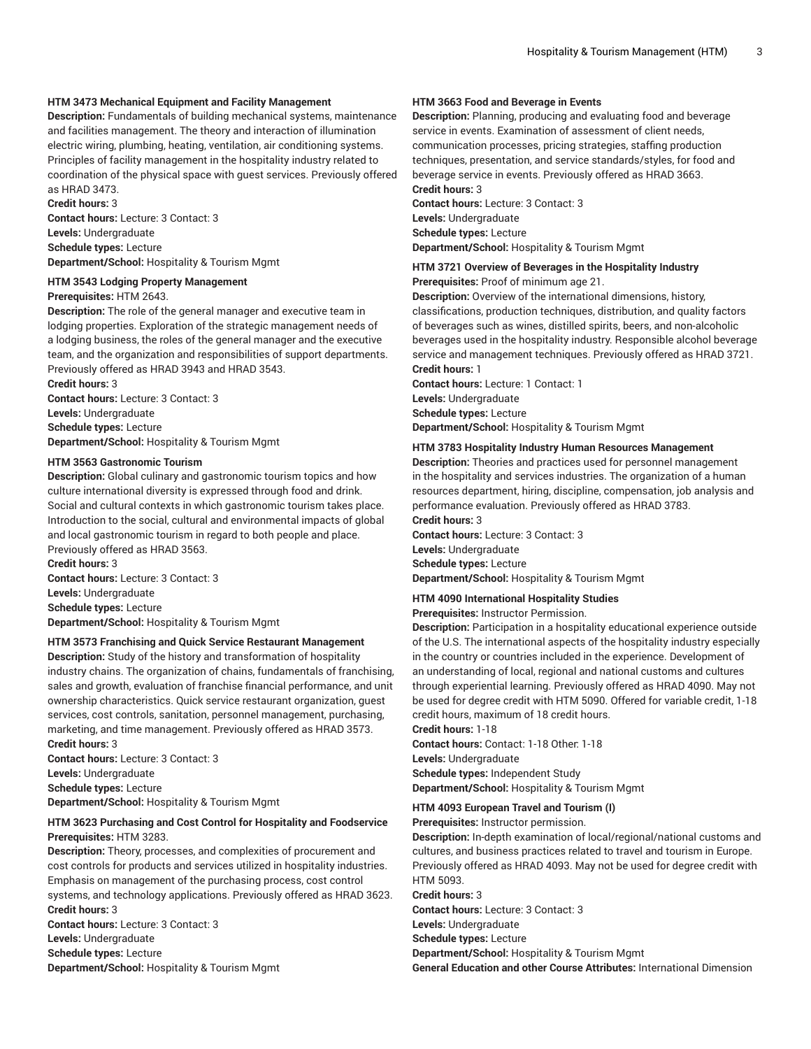**HTM 3473 Mechanical Equipment and Facility Management**
**Description:** Fundamentals of building mechanical systems, maintenance and facilities management. The theory and interaction of illumination electric wiring, plumbing, heating, ventilation, air conditioning systems. Principles of facility management in the hospitality industry related to coordination of the physical space with guest services. Previously offered as HRAD 3473.
**Credit hours:** 3
**Contact hours:** Lecture: 3 Contact: 3
**Levels:** Undergraduate
**Schedule types:** Lecture
**Department/School:** Hospitality & Tourism Mgmt

**HTM 3543 Lodging Property Management**
**Prerequisites:** HTM 2643.
**Description:** The role of the general manager and executive team in lodging properties. Exploration of the strategic management needs of a lodging business, the roles of the general manager and the executive team, and the organization and responsibilities of support departments. Previously offered as HRAD 3943 and HRAD 3543.
**Credit hours:** 3
**Contact hours:** Lecture: 3 Contact: 3
**Levels:** Undergraduate
**Schedule types:** Lecture
**Department/School:** Hospitality & Tourism Mgmt

**HTM 3563 Gastronomic Tourism**
**Description:** Global culinary and gastronomic tourism topics and how culture international diversity is expressed through food and drink. Social and cultural contexts in which gastronomic tourism takes place. Introduction to the social, cultural and environmental impacts of global and local gastronomic tourism in regard to both people and place. Previously offered as HRAD 3563.
**Credit hours:** 3
**Contact hours:** Lecture: 3 Contact: 3
**Levels:** Undergraduate
**Schedule types:** Lecture
**Department/School:** Hospitality & Tourism Mgmt

**HTM 3573 Franchising and Quick Service Restaurant Management**
**Description:** Study of the history and transformation of hospitality industry chains. The organization of chains, fundamentals of franchising, sales and growth, evaluation of franchise financial performance, and unit ownership characteristics. Quick service restaurant organization, guest services, cost controls, sanitation, personnel management, purchasing, marketing, and time management. Previously offered as HRAD 3573.
**Credit hours:** 3
**Contact hours:** Lecture: 3 Contact: 3
**Levels:** Undergraduate
**Schedule types:** Lecture
**Department/School:** Hospitality & Tourism Mgmt

**HTM 3623 Purchasing and Cost Control for Hospitality and Foodservice**
**Prerequisites:** HTM 3283.
**Description:** Theory, processes, and complexities of procurement and cost controls for products and services utilized in hospitality industries. Emphasis on management of the purchasing process, cost control systems, and technology applications. Previously offered as HRAD 3623.
**Credit hours:** 3
**Contact hours:** Lecture: 3 Contact: 3
**Levels:** Undergraduate
**Schedule types:** Lecture
**Department/School:** Hospitality & Tourism Mgmt

**HTM 3663 Food and Beverage in Events**
**Description:** Planning, producing and evaluating food and beverage service in events. Examination of assessment of client needs, communication processes, pricing strategies, staffing production techniques, presentation, and service standards/styles, for food and beverage service in events. Previously offered as HRAD 3663.
**Credit hours:** 3
**Contact hours:** Lecture: 3 Contact: 3
**Levels:** Undergraduate
**Schedule types:** Lecture
**Department/School:** Hospitality & Tourism Mgmt

**HTM 3721 Overview of Beverages in the Hospitality Industry**
**Prerequisites:** Proof of minimum age 21.
**Description:** Overview of the international dimensions, history, classifications, production techniques, distribution, and quality factors of beverages such as wines, distilled spirits, beers, and non-alcoholic beverages used in the hospitality industry. Responsible alcohol beverage service and management techniques. Previously offered as HRAD 3721.
**Credit hours:** 1
**Contact hours:** Lecture: 1 Contact: 1
**Levels:** Undergraduate
**Schedule types:** Lecture
**Department/School:** Hospitality & Tourism Mgmt

**HTM 3783 Hospitality Industry Human Resources Management**
**Description:** Theories and practices used for personnel management in the hospitality and services industries. The organization of a human resources department, hiring, discipline, compensation, job analysis and performance evaluation. Previously offered as HRAD 3783.
**Credit hours:** 3
**Contact hours:** Lecture: 3 Contact: 3
**Levels:** Undergraduate
**Schedule types:** Lecture
**Department/School:** Hospitality & Tourism Mgmt

**HTM 4090 International Hospitality Studies**
**Prerequisites:** Instructor Permission.
**Description:** Participation in a hospitality educational experience outside of the U.S. The international aspects of the hospitality industry especially in the country or countries included in the experience. Development of an understanding of local, regional and national customs and cultures through experiential learning. Previously offered as HRAD 4090. May not be used for degree credit with HTM 5090. Offered for variable credit, 1-18 credit hours, maximum of 18 credit hours.
**Credit hours:** 1-18
**Contact hours:** Contact: 1-18 Other: 1-18
**Levels:** Undergraduate
**Schedule types:** Independent Study
**Department/School:** Hospitality & Tourism Mgmt

**HTM 4093 European Travel and Tourism (I)**
**Prerequisites:** Instructor permission.
**Description:** In-depth examination of local/regional/national customs and cultures, and business practices related to travel and tourism in Europe. Previously offered as HRAD 4093. May not be used for degree credit with HTM 5093.
**Credit hours:** 3
**Contact hours:** Lecture: 3 Contact: 3
**Levels:** Undergraduate
**Schedule types:** Lecture
**Department/School:** Hospitality & Tourism Mgmt
**General Education and other Course Attributes:** International Dimension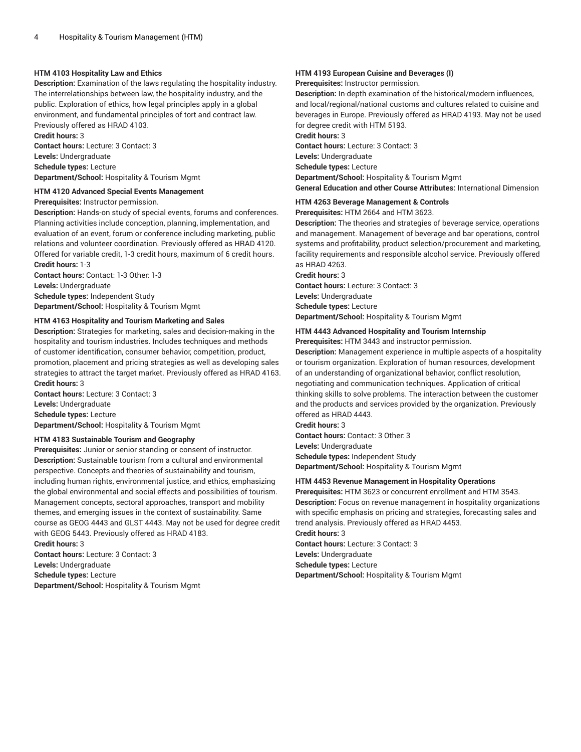#### HTM 4103 Hospitality Law and Ethics

**Description:** Examination of the laws regulating the hospitality industry. The interrelationships between law, the hospitality industry, and the public. Exploration of ethics, how legal principles apply in a global environment, and fundamental principles of tort and contract law. Previously offered as HRAD 4103.
**Credit hours:** 3
**Contact hours:** Lecture: 3 Contact: 3
**Levels:** Undergraduate
**Schedule types:** Lecture
**Department/School:** Hospitality & Tourism Mgmt

#### HTM 4120 Advanced Special Events Management

**Prerequisites:** Instructor permission.
**Description:** Hands-on study of special events, forums and conferences. Planning activities include conception, planning, implementation, and evaluation of an event, forum or conference including marketing, public relations and volunteer coordination. Previously offered as HRAD 4120. Offered for variable credit, 1-3 credit hours, maximum of 6 credit hours.
**Credit hours:** 1-3
**Contact hours:** Contact: 1-3 Other: 1-3
**Levels:** Undergraduate
**Schedule types:** Independent Study
**Department/School:** Hospitality & Tourism Mgmt

#### HTM 4163 Hospitality and Tourism Marketing and Sales

**Description:** Strategies for marketing, sales and decision-making in the hospitality and tourism industries. Includes techniques and methods of customer identification, consumer behavior, competition, product, promotion, placement and pricing strategies as well as developing sales strategies to attract the target market. Previously offered as HRAD 4163.
**Credit hours:** 3
**Contact hours:** Lecture: 3 Contact: 3
**Levels:** Undergraduate
**Schedule types:** Lecture
**Department/School:** Hospitality & Tourism Mgmt

#### HTM 4183 Sustainable Tourism and Geography

**Prerequisites:** Junior or senior standing or consent of instructor.
**Description:** Sustainable tourism from a cultural and environmental perspective. Concepts and theories of sustainability and tourism, including human rights, environmental justice, and ethics, emphasizing the global environmental and social effects and possibilities of tourism. Management concepts, sectoral approaches, transport and mobility themes, and emerging issues in the context of sustainability. Same course as GEOG 4443 and GLST 4443. May not be used for degree credit with GEOG 5443. Previously offered as HRAD 4183.
**Credit hours:** 3
**Contact hours:** Lecture: 3 Contact: 3
**Levels:** Undergraduate
**Schedule types:** Lecture
**Department/School:** Hospitality & Tourism Mgmt

#### HTM 4193 European Cuisine and Beverages (I)

**Prerequisites:** Instructor permission.
**Description:** In-depth examination of the historical/modern influences, and local/regional/national customs and cultures related to cuisine and beverages in Europe. Previously offered as HRAD 4193. May not be used for degree credit with HTM 5193.
**Credit hours:** 3
**Contact hours:** Lecture: 3 Contact: 3
**Levels:** Undergraduate
**Schedule types:** Lecture
**Department/School:** Hospitality & Tourism Mgmt
**General Education and other Course Attributes:** International Dimension

#### HTM 4263 Beverage Management & Controls

**Prerequisites:** HTM 2664 and HTM 3623.
**Description:** The theories and strategies of beverage service, operations and management. Management of beverage and bar operations, control systems and profitability, product selection/procurement and marketing, facility requirements and responsible alcohol service. Previously offered as HRAD 4263.
**Credit hours:** 3
**Contact hours:** Lecture: 3 Contact: 3
**Levels:** Undergraduate
**Schedule types:** Lecture
**Department/School:** Hospitality & Tourism Mgmt

#### HTM 4443 Advanced Hospitality and Tourism Internship

**Prerequisites:** HTM 3443 and instructor permission.
**Description:** Management experience in multiple aspects of a hospitality or tourism organization. Exploration of human resources, development of an understanding of organizational behavior, conflict resolution, negotiating and communication techniques. Application of critical thinking skills to solve problems. The interaction between the customer and the products and services provided by the organization. Previously offered as HRAD 4443.
**Credit hours:** 3
**Contact hours:** Contact: 3 Other: 3
**Levels:** Undergraduate
**Schedule types:** Independent Study
**Department/School:** Hospitality & Tourism Mgmt

#### HTM 4453 Revenue Management in Hospitality Operations

**Prerequisites:** HTM 3623 or concurrent enrollment and HTM 3543.
**Description:** Focus on revenue management in hospitality organizations with specific emphasis on pricing and strategies, forecasting sales and trend analysis. Previously offered as HRAD 4453.
**Credit hours:** 3
**Contact hours:** Lecture: 3 Contact: 3
**Levels:** Undergraduate
**Schedule types:** Lecture
**Department/School:** Hospitality & Tourism Mgmt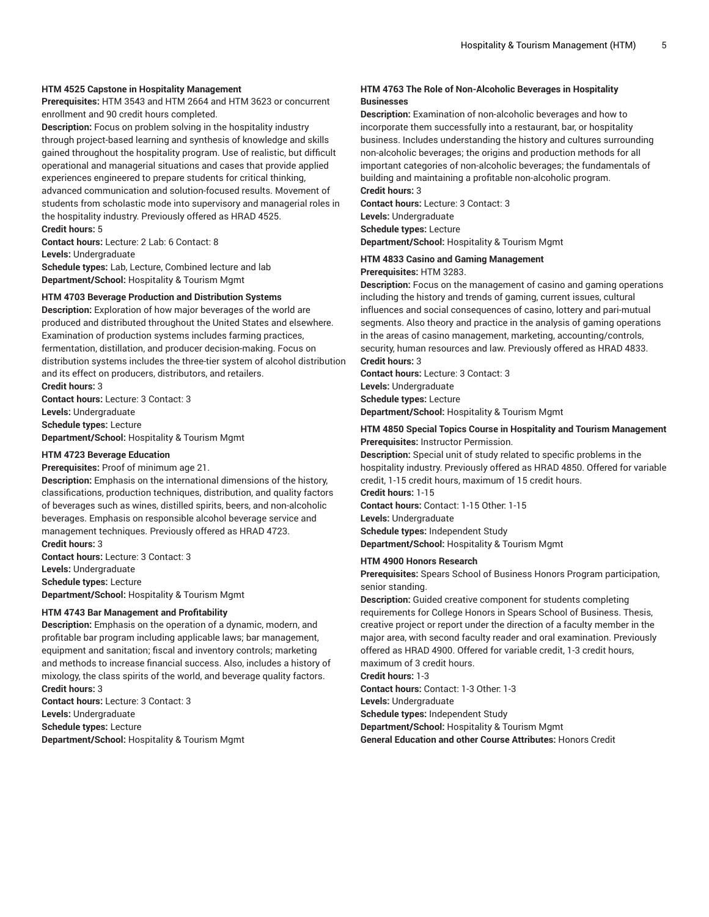**HTM 4525 Capstone in Hospitality Management**

**Prerequisites:** HTM 3543 and HTM 2664 and HTM 3623 or concurrent enrollment and 90 credit hours completed.

**Description:** Focus on problem solving in the hospitality industry through project-based learning and synthesis of knowledge and skills gained throughout the hospitality program. Use of realistic, but difficult operational and managerial situations and cases that provide applied experiences engineered to prepare students for critical thinking, advanced communication and solution-focused results. Movement of students from scholastic mode into supervisory and managerial roles in the hospitality industry. Previously offered as HRAD 4525.

**Credit hours:** 5

**Contact hours:** Lecture: 2 Lab: 6 Contact: 8

**Levels:** Undergraduate

**Schedule types:** Lab, Lecture, Combined lecture and lab

**Department/School:** Hospitality & Tourism Mgmt

**HTM 4703 Beverage Production and Distribution Systems**

**Description:** Exploration of how major beverages of the world are produced and distributed throughout the United States and elsewhere. Examination of production systems includes farming practices, fermentation, distillation, and producer decision-making. Focus on distribution systems includes the three-tier system of alcohol distribution and its effect on producers, distributors, and retailers.

**Credit hours:** 3

**Contact hours:** Lecture: 3 Contact: 3

**Levels:** Undergraduate

**Schedule types:** Lecture

**Department/School:** Hospitality & Tourism Mgmt

**HTM 4723 Beverage Education**

**Prerequisites:** Proof of minimum age 21.

**Description:** Emphasis on the international dimensions of the history, classifications, production techniques, distribution, and quality factors of beverages such as wines, distilled spirits, beers, and non-alcoholic beverages. Emphasis on responsible alcohol beverage service and management techniques. Previously offered as HRAD 4723.

**Credit hours:** 3

**Contact hours:** Lecture: 3 Contact: 3

**Levels:** Undergraduate

**Schedule types:** Lecture

**Department/School:** Hospitality & Tourism Mgmt

**HTM 4743 Bar Management and Profitability**

**Description:** Emphasis on the operation of a dynamic, modern, and profitable bar program including applicable laws; bar management, equipment and sanitation; fiscal and inventory controls; marketing and methods to increase financial success. Also, includes a history of mixology, the class spirits of the world, and beverage quality factors.

**Credit hours:** 3

**Contact hours:** Lecture: 3 Contact: 3

**Levels:** Undergraduate

**Schedule types:** Lecture

**Department/School:** Hospitality & Tourism Mgmt

**HTM 4763 The Role of Non-Alcoholic Beverages in Hospitality Businesses**

**Description:** Examination of non-alcoholic beverages and how to incorporate them successfully into a restaurant, bar, or hospitality business. Includes understanding the history and cultures surrounding non-alcoholic beverages; the origins and production methods for all important categories of non-alcoholic beverages; the fundamentals of building and maintaining a profitable non-alcoholic program.

**Credit hours:** 3

**Contact hours:** Lecture: 3 Contact: 3

**Levels:** Undergraduate

**Schedule types:** Lecture

**Department/School:** Hospitality & Tourism Mgmt

**HTM 4833 Casino and Gaming Management**

**Prerequisites:** HTM 3283.

**Description:** Focus on the management of casino and gaming operations including the history and trends of gaming, current issues, cultural influences and social consequences of casino, lottery and pari-mutual segments. Also theory and practice in the analysis of gaming operations in the areas of casino management, marketing, accounting/controls, security, human resources and law. Previously offered as HRAD 4833.

**Credit hours:** 3

**Contact hours:** Lecture: 3 Contact: 3

**Levels:** Undergraduate

**Schedule types:** Lecture

**Department/School:** Hospitality & Tourism Mgmt

**HTM 4850 Special Topics Course in Hospitality and Tourism Management**

**Prerequisites:** Instructor Permission.

**Description:** Special unit of study related to specific problems in the hospitality industry. Previously offered as HRAD 4850. Offered for variable credit, 1-15 credit hours, maximum of 15 credit hours.

**Credit hours:** 1-15

**Contact hours:** Contact: 1-15 Other: 1-15

**Levels:** Undergraduate

**Schedule types:** Independent Study

**Department/School:** Hospitality & Tourism Mgmt

**HTM 4900 Honors Research**

**Prerequisites:** Spears School of Business Honors Program participation, senior standing.

**Description:** Guided creative component for students completing requirements for College Honors in Spears School of Business. Thesis, creative project or report under the direction of a faculty member in the major area, with second faculty reader and oral examination. Previously offered as HRAD 4900. Offered for variable credit, 1-3 credit hours, maximum of 3 credit hours.

**Credit hours:** 1-3

**Contact hours:** Contact: 1-3 Other: 1-3

**Levels:** Undergraduate

**Schedule types:** Independent Study

**Department/School:** Hospitality & Tourism Mgmt

**General Education and other Course Attributes:** Honors Credit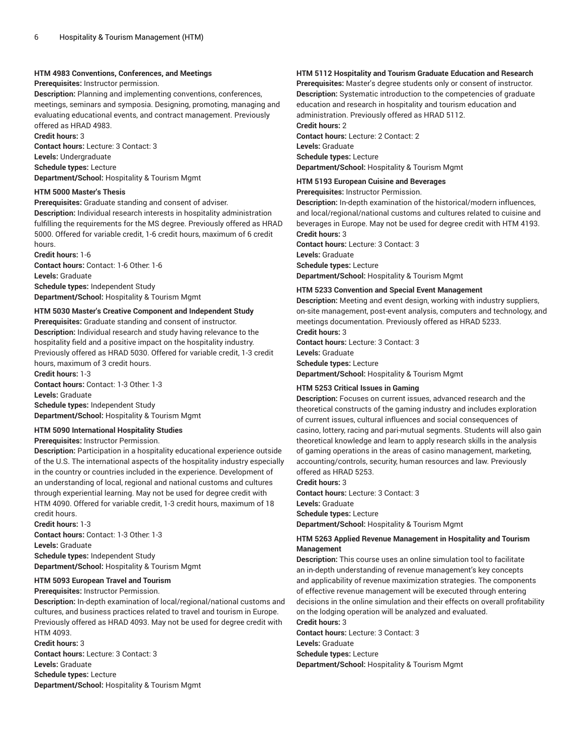#### HTM 4983 Conventions, Conferences, and Meetings

**Prerequisites:** Instructor permission.
**Description:** Planning and implementing conventions, conferences, meetings, seminars and symposia. Designing, promoting, managing and evaluating educational events, and contract management. Previously offered as HRAD 4983.
**Credit hours:** 3
**Contact hours:** Lecture: 3 Contact: 3
**Levels:** Undergraduate
**Schedule types:** Lecture
**Department/School:** Hospitality & Tourism Mgmt

#### HTM 5000 Master's Thesis

**Prerequisites:** Graduate standing and consent of adviser.
**Description:** Individual research interests in hospitality administration fulfilling the requirements for the MS degree. Previously offered as HRAD 5000. Offered for variable credit, 1-6 credit hours, maximum of 6 credit hours.
**Credit hours:** 1-6
**Contact hours:** Contact: 1-6 Other: 1-6
**Levels:** Graduate
**Schedule types:** Independent Study
**Department/School:** Hospitality & Tourism Mgmt

#### HTM 5030 Master's Creative Component and Independent Study

**Prerequisites:** Graduate standing and consent of instructor.
**Description:** Individual research and study having relevance to the hospitality field and a positive impact on the hospitality industry. Previously offered as HRAD 5030. Offered for variable credit, 1-3 credit hours, maximum of 3 credit hours.
**Credit hours:** 1-3
**Contact hours:** Contact: 1-3 Other: 1-3
**Levels:** Graduate
**Schedule types:** Independent Study
**Department/School:** Hospitality & Tourism Mgmt

#### HTM 5090 International Hospitality Studies

**Prerequisites:** Instructor Permission.
**Description:** Participation in a hospitality educational experience outside of the U.S. The international aspects of the hospitality industry especially in the country or countries included in the experience. Development of an understanding of local, regional and national customs and cultures through experiential learning. May not be used for degree credit with HTM 4090. Offered for variable credit, 1-3 credit hours, maximum of 18 credit hours.
**Credit hours:** 1-3
**Contact hours:** Contact: 1-3 Other: 1-3
**Levels:** Graduate
**Schedule types:** Independent Study
**Department/School:** Hospitality & Tourism Mgmt

#### HTM 5093 European Travel and Tourism

**Prerequisites:** Instructor Permission.
**Description:** In-depth examination of local/regional/national customs and cultures, and business practices related to travel and tourism in Europe. Previously offered as HRAD 4093. May not be used for degree credit with HTM 4093.
**Credit hours:** 3
**Contact hours:** Lecture: 3 Contact: 3
**Levels:** Graduate
**Schedule types:** Lecture
**Department/School:** Hospitality & Tourism Mgmt

#### HTM 5112 Hospitality and Tourism Graduate Education and Research

**Prerequisites:** Master's degree students only or consent of instructor.
**Description:** Systematic introduction to the competencies of graduate education and research in hospitality and tourism education and administration. Previously offered as HRAD 5112.
**Credit hours:** 2
**Contact hours:** Lecture: 2 Contact: 2
**Levels:** Graduate
**Schedule types:** Lecture
**Department/School:** Hospitality & Tourism Mgmt

#### HTM 5193 European Cuisine and Beverages

**Prerequisites:** Instructor Permission.
**Description:** In-depth examination of the historical/modern influences, and local/regional/national customs and cultures related to cuisine and beverages in Europe. May not be used for degree credit with HTM 4193.
**Credit hours:** 3
**Contact hours:** Lecture: 3 Contact: 3
**Levels:** Graduate
**Schedule types:** Lecture
**Department/School:** Hospitality & Tourism Mgmt

#### HTM 5233 Convention and Special Event Management

**Description:** Meeting and event design, working with industry suppliers, on-site management, post-event analysis, computers and technology, and meetings documentation. Previously offered as HRAD 5233.
**Credit hours:** 3
**Contact hours:** Lecture: 3 Contact: 3
**Levels:** Graduate
**Schedule types:** Lecture
**Department/School:** Hospitality & Tourism Mgmt

#### HTM 5253 Critical Issues in Gaming

**Description:** Focuses on current issues, advanced research and the theoretical constructs of the gaming industry and includes exploration of current issues, cultural influences and social consequences of casino, lottery, racing and pari-mutual segments. Students will also gain theoretical knowledge and learn to apply research skills in the analysis of gaming operations in the areas of casino management, marketing, accounting/controls, security, human resources and law. Previously offered as HRAD 5253.
**Credit hours:** 3
**Contact hours:** Lecture: 3 Contact: 3
**Levels:** Graduate
**Schedule types:** Lecture
**Department/School:** Hospitality & Tourism Mgmt

#### HTM 5263 Applied Revenue Management in Hospitality and Tourism Management

**Description:** This course uses an online simulation tool to facilitate an in-depth understanding of revenue management's key concepts and applicability of revenue maximization strategies. The components of effective revenue management will be executed through entering decisions in the online simulation and their effects on overall profitability on the lodging operation will be analyzed and evaluated.
**Credit hours:** 3
**Contact hours:** Lecture: 3 Contact: 3
**Levels:** Graduate
**Schedule types:** Lecture
**Department/School:** Hospitality & Tourism Mgmt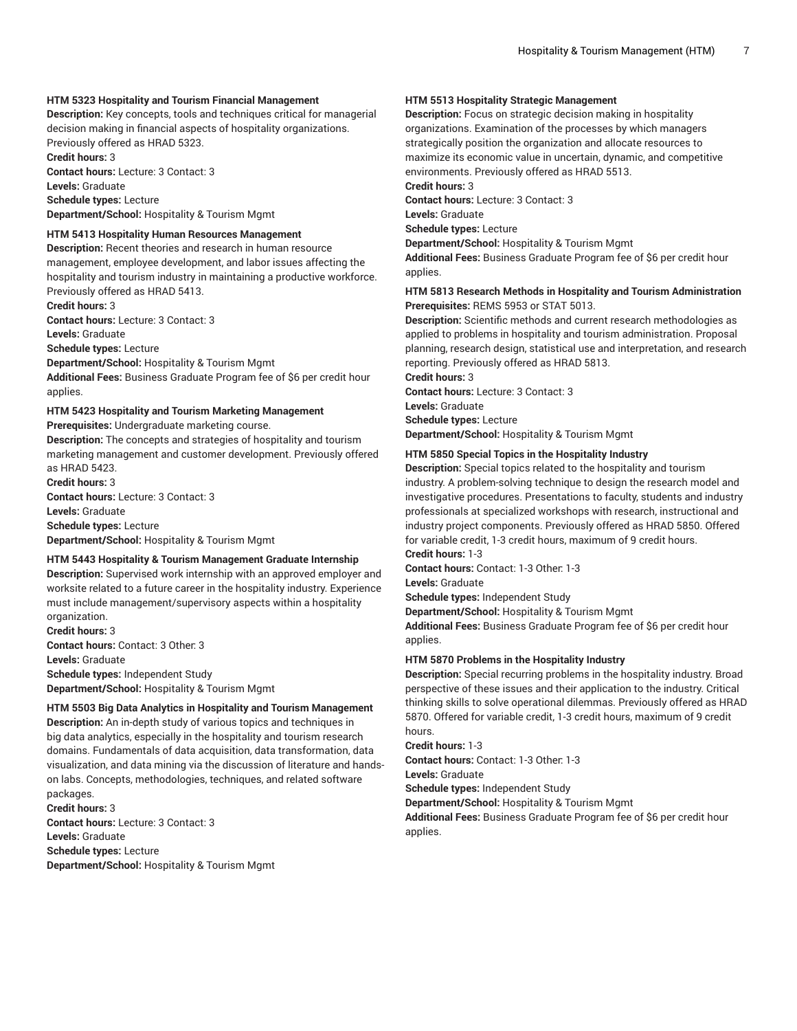**HTM 5323 Hospitality and Tourism Financial Management**
**Description:** Key concepts, tools and techniques critical for managerial decision making in financial aspects of hospitality organizations. Previously offered as HRAD 5323.
**Credit hours:** 3
**Contact hours:** Lecture: 3 Contact: 3
**Levels:** Graduate
**Schedule types:** Lecture
**Department/School:** Hospitality & Tourism Mgmt

**HTM 5413 Hospitality Human Resources Management**
**Description:** Recent theories and research in human resource management, employee development, and labor issues affecting the hospitality and tourism industry in maintaining a productive workforce. Previously offered as HRAD 5413.
**Credit hours:** 3
**Contact hours:** Lecture: 3 Contact: 3
**Levels:** Graduate
**Schedule types:** Lecture
**Department/School:** Hospitality & Tourism Mgmt
**Additional Fees:** Business Graduate Program fee of $6 per credit hour applies.

**HTM 5423 Hospitality and Tourism Marketing Management**
**Prerequisites:** Undergraduate marketing course.
**Description:** The concepts and strategies of hospitality and tourism marketing management and customer development. Previously offered as HRAD 5423.
**Credit hours:** 3
**Contact hours:** Lecture: 3 Contact: 3
**Levels:** Graduate
**Schedule types:** Lecture
**Department/School:** Hospitality & Tourism Mgmt

**HTM 5443 Hospitality & Tourism Management Graduate Internship**
**Description:** Supervised work internship with an approved employer and worksite related to a future career in the hospitality industry. Experience must include management/supervisory aspects within a hospitality organization.
**Credit hours:** 3
**Contact hours:** Contact: 3 Other: 3
**Levels:** Graduate
**Schedule types:** Independent Study
**Department/School:** Hospitality & Tourism Mgmt

**HTM 5503 Big Data Analytics in Hospitality and Tourism Management**
**Description:** An in-depth study of various topics and techniques in big data analytics, especially in the hospitality and tourism research domains. Fundamentals of data acquisition, data transformation, data visualization, and data mining via the discussion of literature and hands-on labs. Concepts, methodologies, techniques, and related software packages.
**Credit hours:** 3
**Contact hours:** Lecture: 3 Contact: 3
**Levels:** Graduate
**Schedule types:** Lecture
**Department/School:** Hospitality & Tourism Mgmt

**HTM 5513 Hospitality Strategic Management**
**Description:** Focus on strategic decision making in hospitality organizations. Examination of the processes by which managers strategically position the organization and allocate resources to maximize its economic value in uncertain, dynamic, and competitive environments. Previously offered as HRAD 5513.
**Credit hours:** 3
**Contact hours:** Lecture: 3 Contact: 3
**Levels:** Graduate
**Schedule types:** Lecture
**Department/School:** Hospitality & Tourism Mgmt
**Additional Fees:** Business Graduate Program fee of $6 per credit hour applies.

**HTM 5813 Research Methods in Hospitality and Tourism Administration**
**Prerequisites:** REMS 5953 or STAT 5013.
**Description:** Scientific methods and current research methodologies as applied to problems in hospitality and tourism administration. Proposal planning, research design, statistical use and interpretation, and research reporting. Previously offered as HRAD 5813.
**Credit hours:** 3
**Contact hours:** Lecture: 3 Contact: 3
**Levels:** Graduate
**Schedule types:** Lecture
**Department/School:** Hospitality & Tourism Mgmt

**HTM 5850 Special Topics in the Hospitality Industry**
**Description:** Special topics related to the hospitality and tourism industry. A problem-solving technique to design the research model and investigative procedures. Presentations to faculty, students and industry professionals at specialized workshops with research, instructional and industry project components. Previously offered as HRAD 5850. Offered for variable credit, 1-3 credit hours, maximum of 9 credit hours.
**Credit hours:** 1-3
**Contact hours:** Contact: 1-3 Other: 1-3
**Levels:** Graduate
**Schedule types:** Independent Study
**Department/School:** Hospitality & Tourism Mgmt
**Additional Fees:** Business Graduate Program fee of $6 per credit hour applies.

**HTM 5870 Problems in the Hospitality Industry**
**Description:** Special recurring problems in the hospitality industry. Broad perspective of these issues and their application to the industry. Critical thinking skills to solve operational dilemmas. Previously offered as HRAD 5870. Offered for variable credit, 1-3 credit hours, maximum of 9 credit hours.
**Credit hours:** 1-3
**Contact hours:** Contact: 1-3 Other: 1-3
**Levels:** Graduate
**Schedule types:** Independent Study
**Department/School:** Hospitality & Tourism Mgmt
**Additional Fees:** Business Graduate Program fee of $6 per credit hour applies.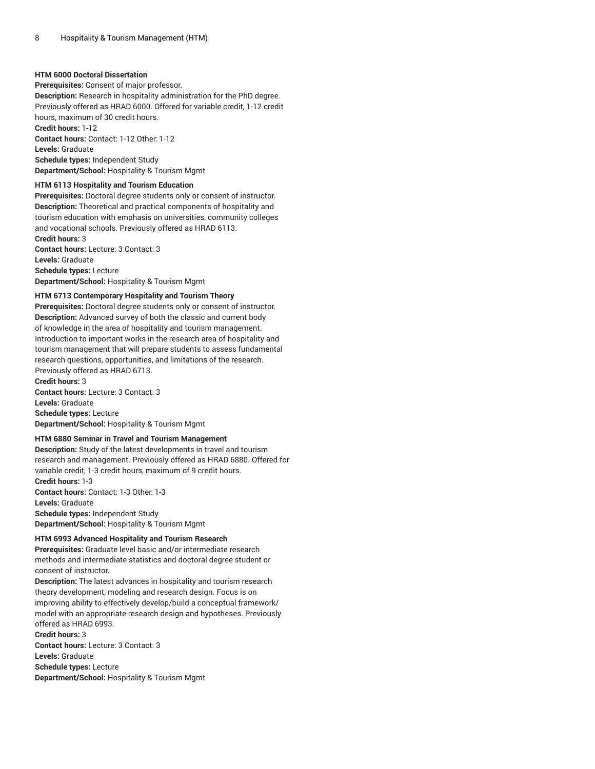**HTM 6000 Doctoral Dissertation**
**Prerequisites:** Consent of major professor.
**Description:** Research in hospitality administration for the PhD degree. Previously offered as HRAD 6000. Offered for variable credit, 1-12 credit hours, maximum of 30 credit hours.
**Credit hours:** 1-12
**Contact hours:** Contact: 1-12 Other: 1-12
**Levels:** Graduate
**Schedule types:** Independent Study
**Department/School:** Hospitality & Tourism Mgmt

**HTM 6113 Hospitality and Tourism Education**
**Prerequisites:** Doctoral degree students only or consent of instructor.
**Description:** Theoretical and practical components of hospitality and tourism education with emphasis on universities, community colleges and vocational schools. Previously offered as HRAD 6113.
**Credit hours:** 3
**Contact hours:** Lecture: 3 Contact: 3
**Levels:** Graduate
**Schedule types:** Lecture
**Department/School:** Hospitality & Tourism Mgmt

**HTM 6713 Contemporary Hospitality and Tourism Theory**
**Prerequisites:** Doctoral degree students only or consent of instructor.
**Description:** Advanced survey of both the classic and current body of knowledge in the area of hospitality and tourism management. Introduction to important works in the research area of hospitality and tourism management that will prepare students to assess fundamental research questions, opportunities, and limitations of the research. Previously offered as HRAD 6713.
**Credit hours:** 3
**Contact hours:** Lecture: 3 Contact: 3
**Levels:** Graduate
**Schedule types:** Lecture
**Department/School:** Hospitality & Tourism Mgmt

**HTM 6880 Seminar in Travel and Tourism Management**
**Description:** Study of the latest developments in travel and tourism research and management. Previously offered as HRAD 6880. Offered for variable credit, 1-3 credit hours, maximum of 9 credit hours.
**Credit hours:** 1-3
**Contact hours:** Contact: 1-3 Other: 1-3
**Levels:** Graduate
**Schedule types:** Independent Study
**Department/School:** Hospitality & Tourism Mgmt

**HTM 6993 Advanced Hospitality and Tourism Research**
**Prerequisites:** Graduate level basic and/or intermediate research methods and intermediate statistics and doctoral degree student or consent of instructor.
**Description:** The latest advances in hospitality and tourism research theory development, modeling and research design. Focus is on improving ability to effectively develop/build a conceptual framework/model with an appropriate research design and hypotheses. Previously offered as HRAD 6993.
**Credit hours:** 3
**Contact hours:** Lecture: 3 Contact: 3
**Levels:** Graduate
**Schedule types:** Lecture
**Department/School:** Hospitality & Tourism Mgmt